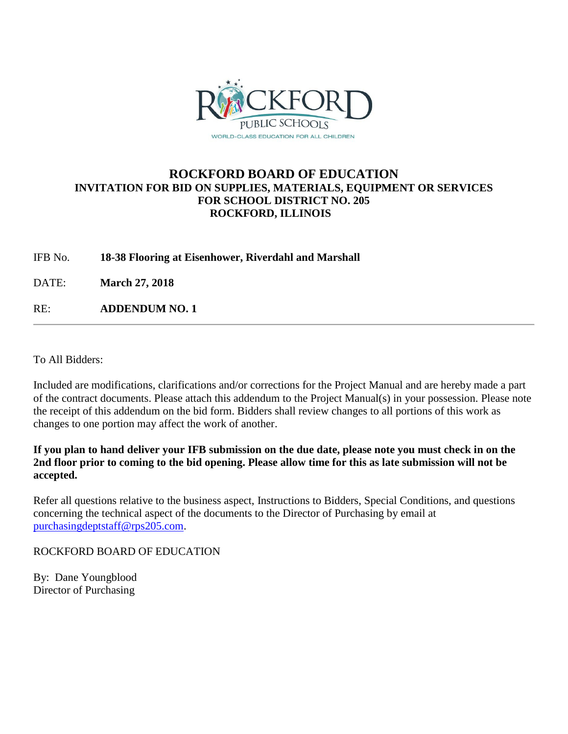# ROCKFORD BOARD OF EDUCATION

## INVITATION FOR BID ON SUPPLIES, MATERIALS, EQUIPMENT OR SERVICES FOR SCHOOL DISTRICT NO. 205 ROCKFORD, ILLINOIS

IFB No. **18-38 Flooring at Eisenhower, Riverdahl and Marshall**

DATE: **March 27, 2018**

RE: **ADDENDUM NO. 1**

---

To All Bidders:

Included are modifications, clarifications and/or corrections for the Project Manual and are hereby made a part of the contract documents. Please attach this addendum to the Project Manual(s) in your possession. Please note the receipt of this addendum on the bid form. Bidders shall review changes to all portions of this work as changes to one portion may affect the work of another.

**If you plan to hand deliver your IFB submission on the due date, please note you must check in on the 2nd floor prior to coming to the bid opening. Please allow time for this as late submission will not be accepted.**

Refer all questions relative to the business aspect, Instructions to Bidders, Special Conditions, and questions concerning the technical aspect of the documents to the Director of Purchasing by email at purchasingdeptstaff@rps205.com.

ROCKFORD BOARD OF EDUCATION

By: Dane Youngblood
Director of Purchasing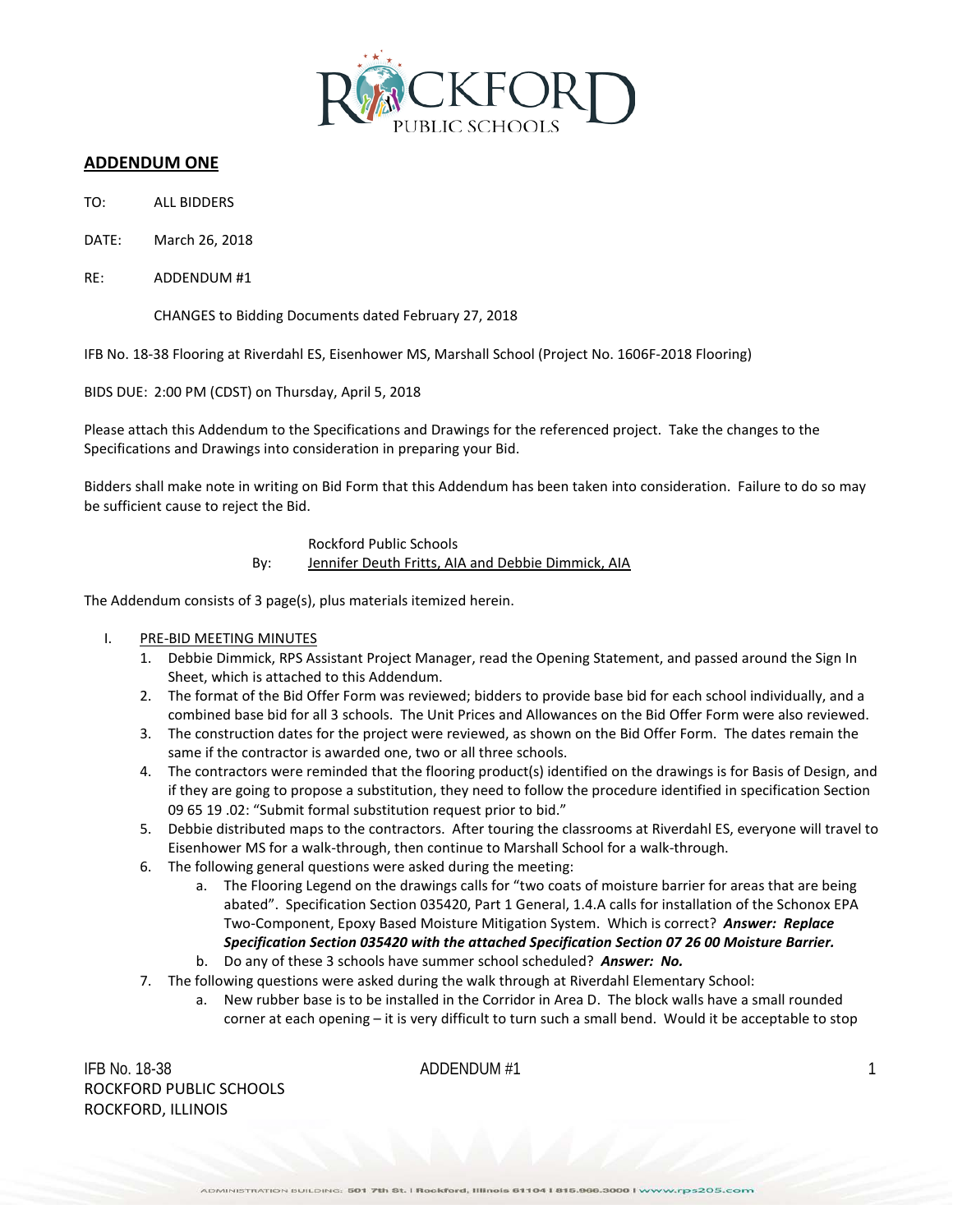## ADDENDUM ONE

TO: ALL BIDDERS

DATE: March 26, 2018

RE: ADDENDUM #1

CHANGES to Bidding Documents dated February 27, 2018

IFB No. 18-38 Flooring at Riverdahl ES, Eisenhower MS, Marshall School (Project No. 1606F-2018 Flooring)

BIDS DUE: 2:00 PM (CDST) on Thursday, April 5, 2018

Please attach this Addendum to the Specifications and Drawings for the referenced project. Take the changes to the Specifications and Drawings into consideration in preparing your Bid.

Bidders shall make note in writing on Bid Form that this Addendum has been taken into consideration. Failure to do so may be sufficient cause to reject the Bid.

Rockford Public Schools
By: Jennifer Deuth Fritts, AIA and Debbie Dimmick, AIA

The Addendum consists of 3 page(s), plus materials itemized herein.

I. PRE-BID MEETING MINUTES
   1. Debbie Dimmick, RPS Assistant Project Manager, read the Opening Statement, and passed around the Sign In Sheet, which is attached to this Addendum.
   2. The format of the Bid Offer Form was reviewed; bidders to provide base bid for each school individually, and a combined base bid for all 3 schools. The Unit Prices and Allowances on the Bid Offer Form were also reviewed.
   3. The construction dates for the project were reviewed, as shown on the Bid Offer Form. The dates remain the same if the contractor is awarded one, two or all three schools.
   4. The contractors were reminded that the flooring product(s) identified on the drawings is for Basis of Design, and if they are going to propose a substitution, they need to follow the procedure identified in specification Section 09 65 19 .02: "Submit formal substitution request prior to bid."
   5. Debbie distributed maps to the contractors. After touring the classrooms at Riverdahl ES, everyone will travel to Eisenhower MS for a walk-through, then continue to Marshall School for a walk-through.
   6. The following general questions were asked during the meeting:
      a. The Flooring Legend on the drawings calls for "two coats of moisture barrier for areas that are being abated". Specification Section 035420, Part 1 General, 1.4.A calls for installation of the Schonox EPA Two-Component, Epoxy Based Moisture Mitigation System. Which is correct? ***Answer: Replace Specification Section 035420 with the attached Specification Section 07 26 00 Moisture Barrier.***
      b. Do any of these 3 schools have summer school scheduled? ***Answer: No.***
   7. The following questions were asked during the walk through at Riverdahl Elementary School:
      a. New rubber base is to be installed in the Corridor in Area D. The block walls have a small rounded corner at each opening – it is very difficult to turn such a small bend. Would it be acceptable to stop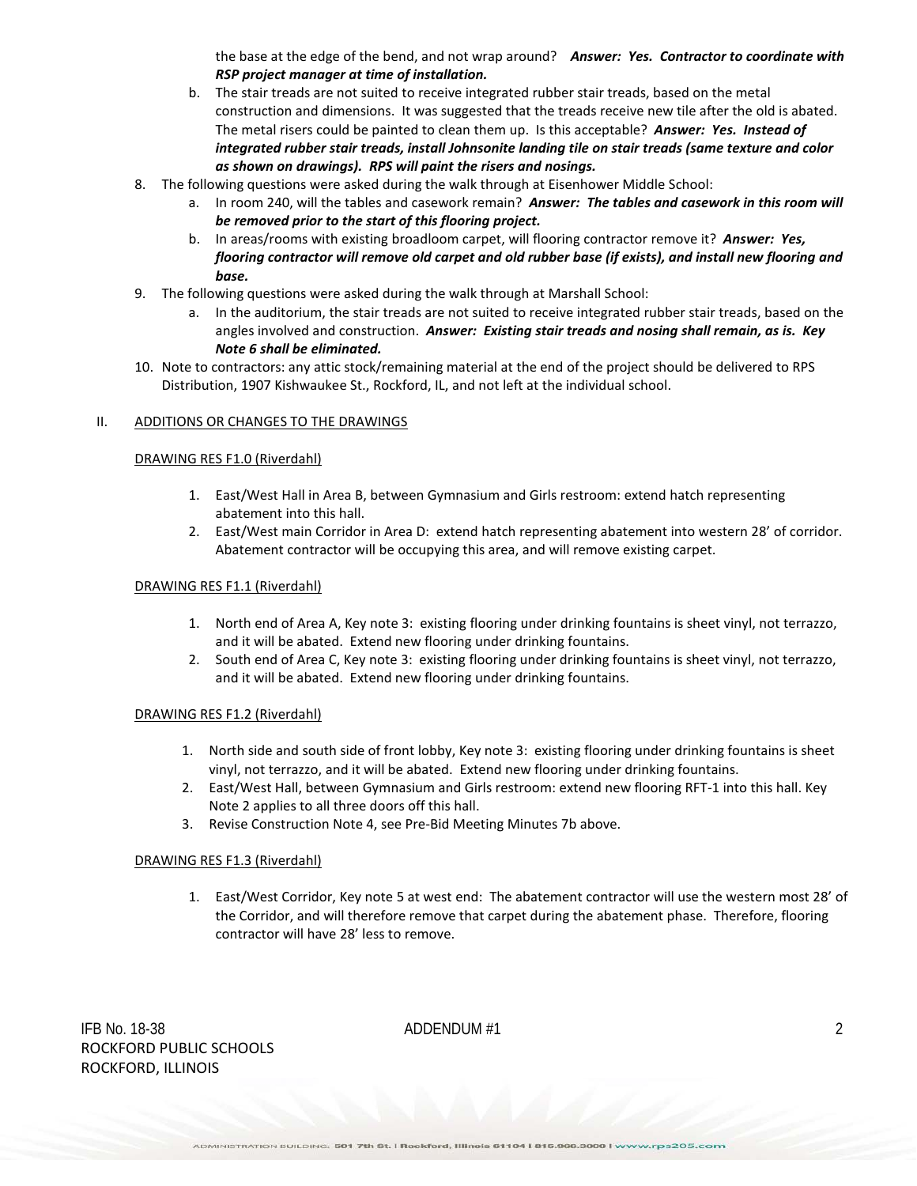the base at the edge of the bend, and not wrap around? ***Answer: Yes. Contractor to coordinate with RSP project manager at time of installation.***

   b. The stair treads are not suited to receive integrated rubber stair treads, based on the metal construction and dimensions. It was suggested that the treads receive new tile after the old is abated. The metal risers could be painted to clean them up. Is this acceptable? ***Answer: Yes. Instead of integrated rubber stair treads, install Johnsonite landing tile on stair treads (same texture and color as shown on drawings). RPS will paint the risers and nosings.***

8. The following questions were asked during the walk through at Eisenhower Middle School:
   a. In room 240, will the tables and casework remain? ***Answer: The tables and casework in this room will be removed prior to the start of this flooring project.***
   b. In areas/rooms with existing broadloom carpet, will flooring contractor remove it? ***Answer: Yes, flooring contractor will remove old carpet and old rubber base (if exists), and install new flooring and base.***
9. The following questions were asked during the walk through at Marshall School:
   a. In the auditorium, the stair treads are not suited to receive integrated rubber stair treads, based on the angles involved and construction. ***Answer: Existing stair treads and nosing shall remain, as is. Key Note 6 shall be eliminated.***
10. Note to contractors: any attic stock/remaining material at the end of the project should be delivered to RPS Distribution, 1907 Kishwaukee St., Rockford, IL, and not left at the individual school.

## II. ADDITIONS OR CHANGES TO THE DRAWINGS

### DRAWING RES F1.0 (Riverdahl)

1. East/West Hall in Area B, between Gymnasium and Girls restroom: extend hatch representing abatement into this hall.
2. East/West main Corridor in Area D: extend hatch representing abatement into western 28' of corridor. Abatement contractor will be occupying this area, and will remove existing carpet.

### DRAWING RES F1.1 (Riverdahl)

1. North end of Area A, Key note 3: existing flooring under drinking fountains is sheet vinyl, not terrazzo, and it will be abated. Extend new flooring under drinking fountains.
2. South end of Area C, Key note 3: existing flooring under drinking fountains is sheet vinyl, not terrazzo, and it will be abated. Extend new flooring under drinking fountains.

### DRAWING RES F1.2 (Riverdahl)

1. North side and south side of front lobby, Key note 3: existing flooring under drinking fountains is sheet vinyl, not terrazzo, and it will be abated. Extend new flooring under drinking fountains.
2. East/West Hall, between Gymnasium and Girls restroom: extend new flooring RFT-1 into this hall. Key Note 2 applies to all three doors off this hall.
3. Revise Construction Note 4, see Pre-Bid Meeting Minutes 7b above.

### DRAWING RES F1.3 (Riverdahl)

1. East/West Corridor, Key note 5 at west end: The abatement contractor will use the western most 28' of the Corridor, and will therefore remove that carpet during the abatement phase. Therefore, flooring contractor will have 28' less to remove.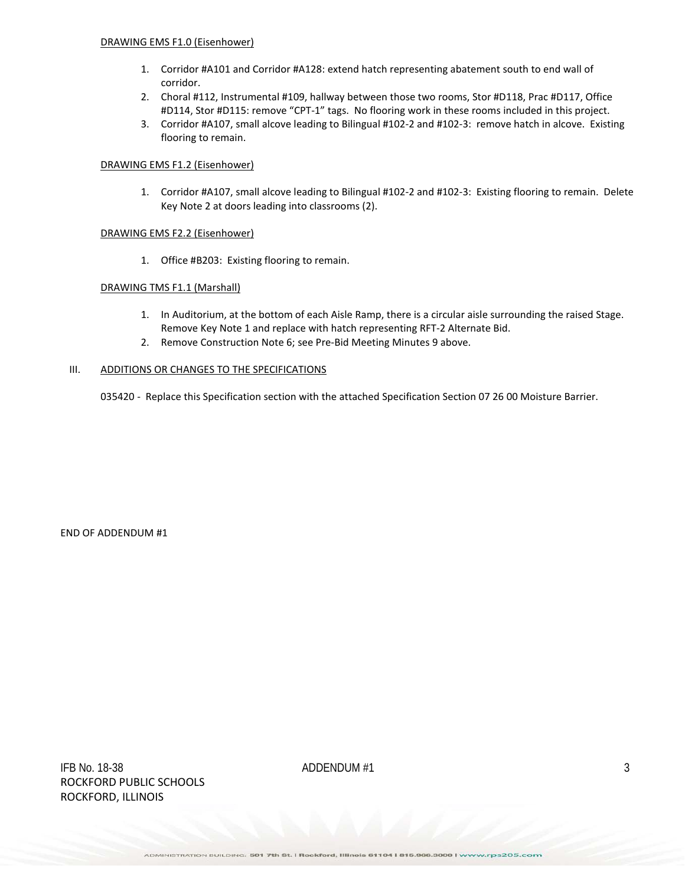DRAWING EMS F1.0 (Eisenhower)

1. Corridor #A101 and Corridor #A128: extend hatch representing abatement south to end wall of corridor.
2. Choral #112, Instrumental #109, hallway between those two rooms, Stor #D118, Prac #D117, Office #D114, Stor #D115: remove "CPT-1" tags. No flooring work in these rooms included in this project.
3. Corridor #A107, small alcove leading to Bilingual #102-2 and #102-3: remove hatch in alcove. Existing flooring to remain.

DRAWING EMS F1.2 (Eisenhower)

1. Corridor #A107, small alcove leading to Bilingual #102-2 and #102-3: Existing flooring to remain. Delete Key Note 2 at doors leading into classrooms (2).

DRAWING EMS F2.2 (Eisenhower)

1. Office #B203: Existing flooring to remain.

DRAWING TMS F1.1 (Marshall)

1. In Auditorium, at the bottom of each Aisle Ramp, there is a circular aisle surrounding the raised Stage. Remove Key Note 1 and replace with hatch representing RFT-2 Alternate Bid.
2. Remove Construction Note 6; see Pre-Bid Meeting Minutes 9 above.

III. ADDITIONS OR CHANGES TO THE SPECIFICATIONS

035420 - Replace this Specification section with the attached Specification Section 07 26 00 Moisture Barrier.

END OF ADDENDUM #1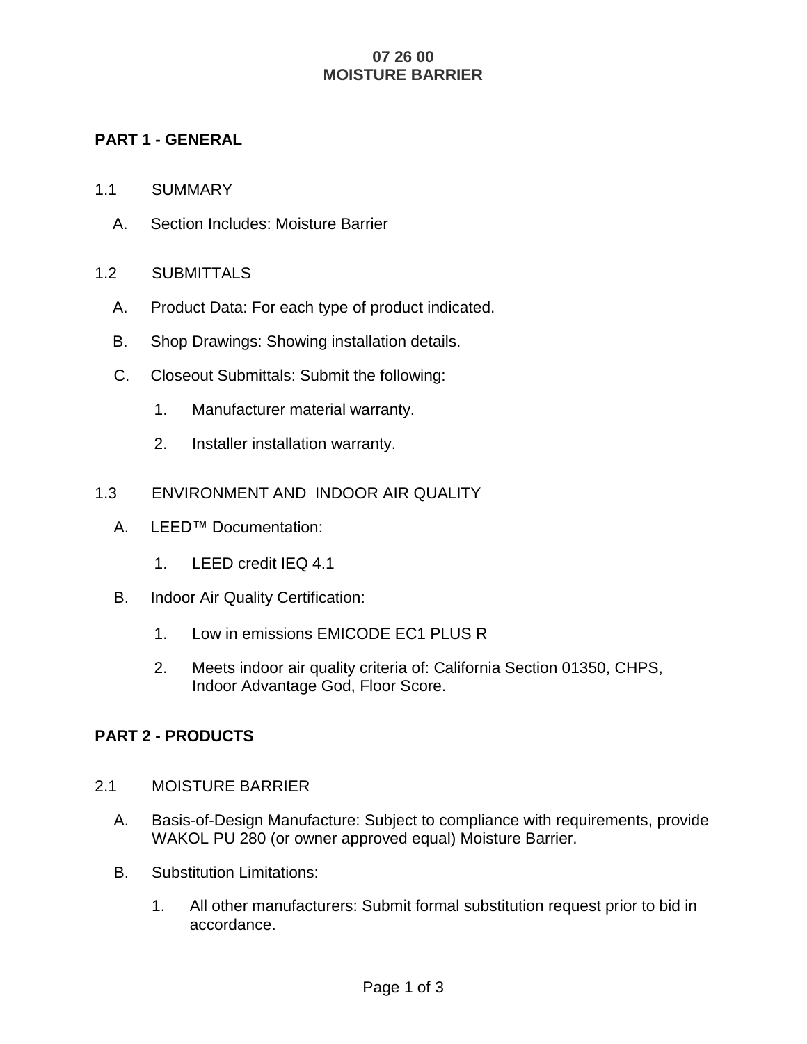# 07 26 00
# MOISTURE BARRIER

## PART 1 - GENERAL

1.1 SUMMARY

A. Section Includes: Moisture Barrier

1.2 SUBMITTALS

A. Product Data: For each type of product indicated.

B. Shop Drawings: Showing installation details.

C. Closeout Submittals: Submit the following:

1. Manufacturer material warranty.

2. Installer installation warranty.

1.3 ENVIRONMENT AND INDOOR AIR QUALITY

A. LEED™ Documentation:

1. LEED credit IEQ 4.1

B. Indoor Air Quality Certification:

1. Low in emissions EMICODE EC1 PLUS R

2. Meets indoor air quality criteria of: California Section 01350, CHPS, Indoor Advantage God, Floor Score.

## PART 2 - PRODUCTS

2.1 MOISTURE BARRIER

A. Basis-of-Design Manufacture: Subject to compliance with requirements, provide WAKOL PU 280 (or owner approved equal) Moisture Barrier.

B. Substitution Limitations:

1. All other manufacturers: Submit formal substitution request prior to bid in accordance.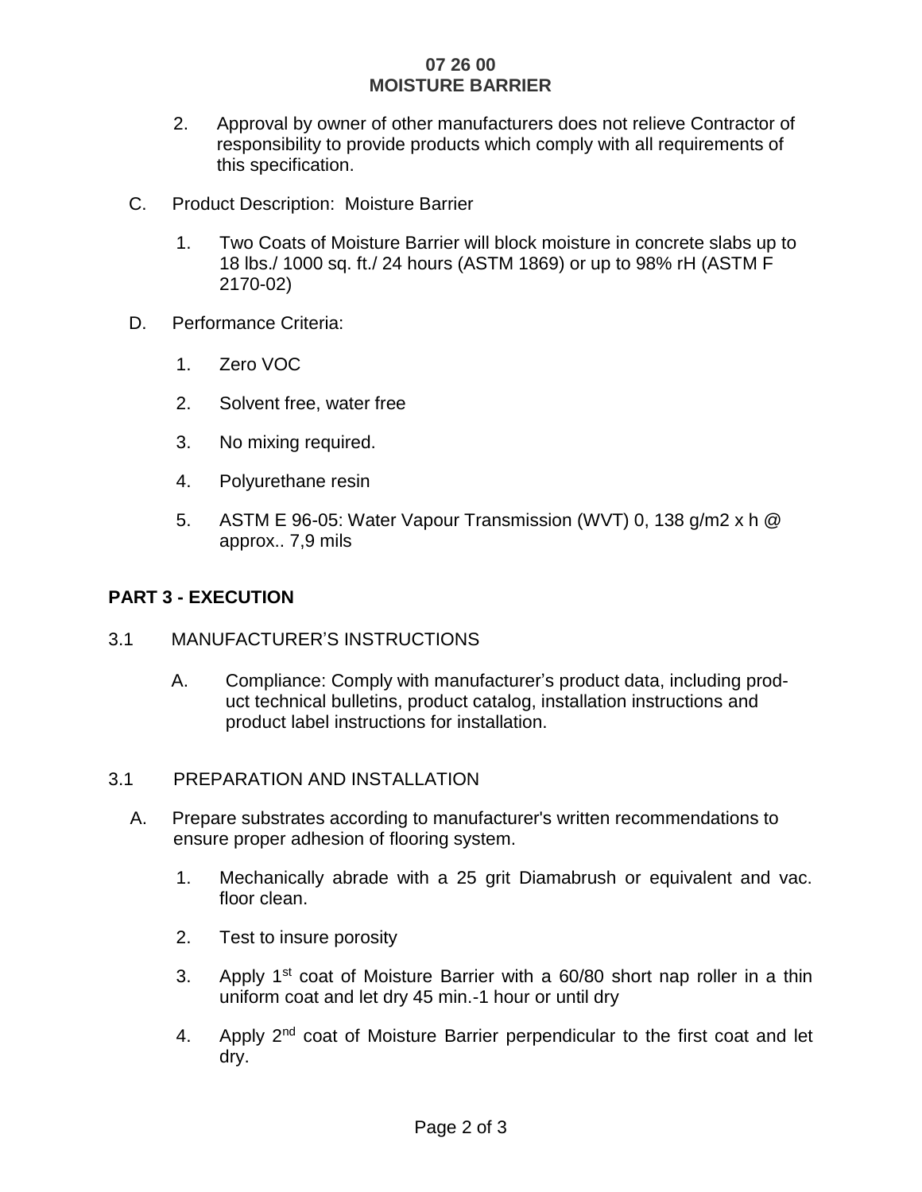2. Approval by owner of other manufacturers does not relieve Contractor of responsibility to provide products which comply with all requirements of this specification.

C. Product Description: Moisture Barrier

1. Two Coats of Moisture Barrier will block moisture in concrete slabs up to 18 lbs./ 1000 sq. ft./ 24 hours (ASTM 1869) or up to 98% rH (ASTM F 2170-02)

D. Performance Criteria:

1. Zero VOC
2. Solvent free, water free
3. No mixing required.
4. Polyurethane resin
5. ASTM E 96-05: Water Vapour Transmission (WVT) 0, 138 g/m2 x h @ approx.. 7,9 mils

## PART 3 - EXECUTION

3.1 MANUFACTURER'S INSTRUCTIONS

A. Compliance: Comply with manufacturer's product data, including product technical bulletins, product catalog, installation instructions and product label instructions for installation.

3.1 PREPARATION AND INSTALLATION

A. Prepare substrates according to manufacturer's written recommendations to ensure proper adhesion of flooring system.

1. Mechanically abrade with a 25 grit Diamabrush or equivalent and vac. floor clean.
2. Test to insure porosity
3. Apply 1st coat of Moisture Barrier with a 60/80 short nap roller in a thin uniform coat and let dry 45 min.-1 hour or until dry
4. Apply 2nd coat of Moisture Barrier perpendicular to the first coat and let dry.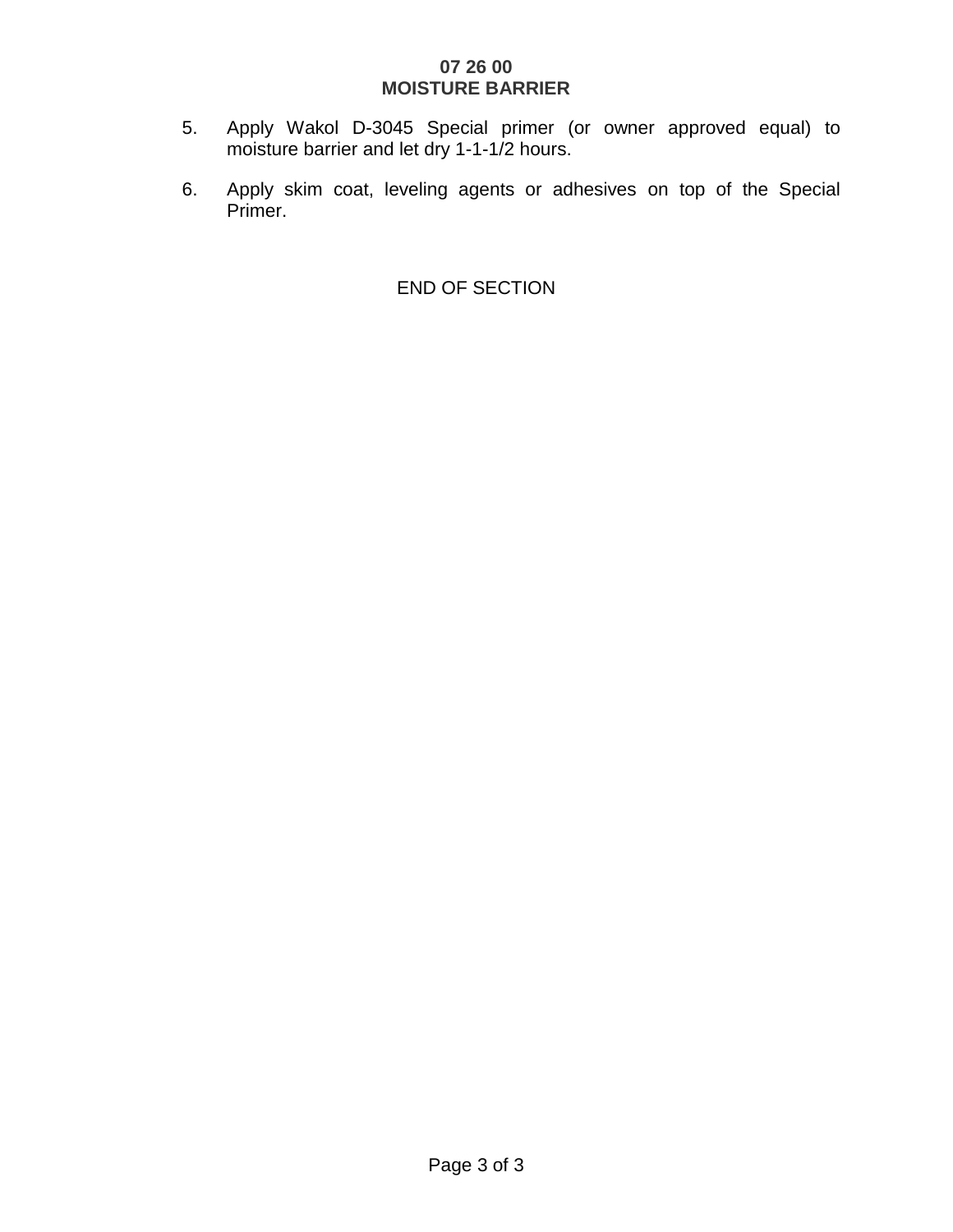5. Apply Wakol D-3045 Special primer (or owner approved equal) to moisture barrier and let dry 1-1-1/2 hours.

6. Apply skim coat, leveling agents or adhesives on top of the Special Primer.

END OF SECTION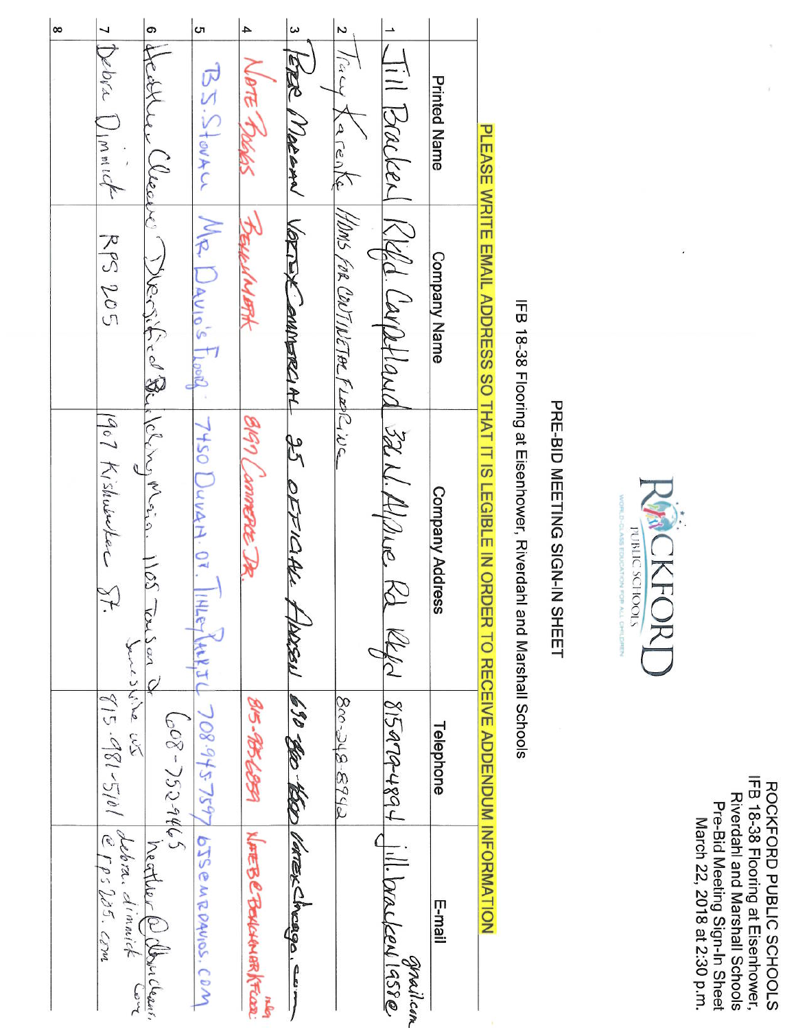ROCKFORD PUBLIC SCHOOLS
IFB 18-38 Flooring at Eisenhower, Riverdahl and Marshall Schools
Pre-Bid Meeting Sign-In Sheet
March 22, 2018 at 2:30 p.m.

ROCKFORD PUBLIC SCHOOLS
WORLD-CLASS EDUCATION FOR ALL CHILDREN

# PRE-BID MEETING SIGN-IN SHEET

## IFB 18-38 Flooring at Eisenhower, Riverdahl and Marshall Schools

**PLEASE WRITE EMAIL ADDRESS SO THAT IT IS LEGIBLE IN ORDER TO RECEIVE ADDENDUM INFORMATION**

| | Printed Name | Company Name | Company Address | Telephone | E-mail |
|---|---|---|---|---|---|
| 1 | Jill Bracken | Rkfd. Carpetland | 3311 N. Alpine Rd Rkfd | 815-979-4894 | jill.bracken1958@gmail.com |
| 2 | Tracy Karenke | HOMS FOR CONTINENTAL FLOORING | | 800-348-8942 | |
| 3 | Peter Massard | VORTEX COMMERCIAL | 35 OFFICIAL ADDRESS | 630-560-1600 | vortexchicago.com |
| 4 | Nate Boggs | BENCHMARK | 8197 COMMERCE DR. | 815-985-6859 | NATEB@BENCHMARKFLOOR.com |
| 5 | B.J. Stovall | Mr. David's Flooring | 7450 Duvan Dr. Tinley Park, IL | 708-945-7597 | bjsemrdavids.com |
| 6 | Heather Cleary | Diversified Building Main. | 1105 Touson Dr Janesville WI | 608-752-9465 | heather@dbmcleans.com |
| 7 | Debra Dimmick | RPS 205 | 1907 Kishwaukee St. | 815-981-5101 | debra.dimmick@rps205.com |
| 8 | | | | | |